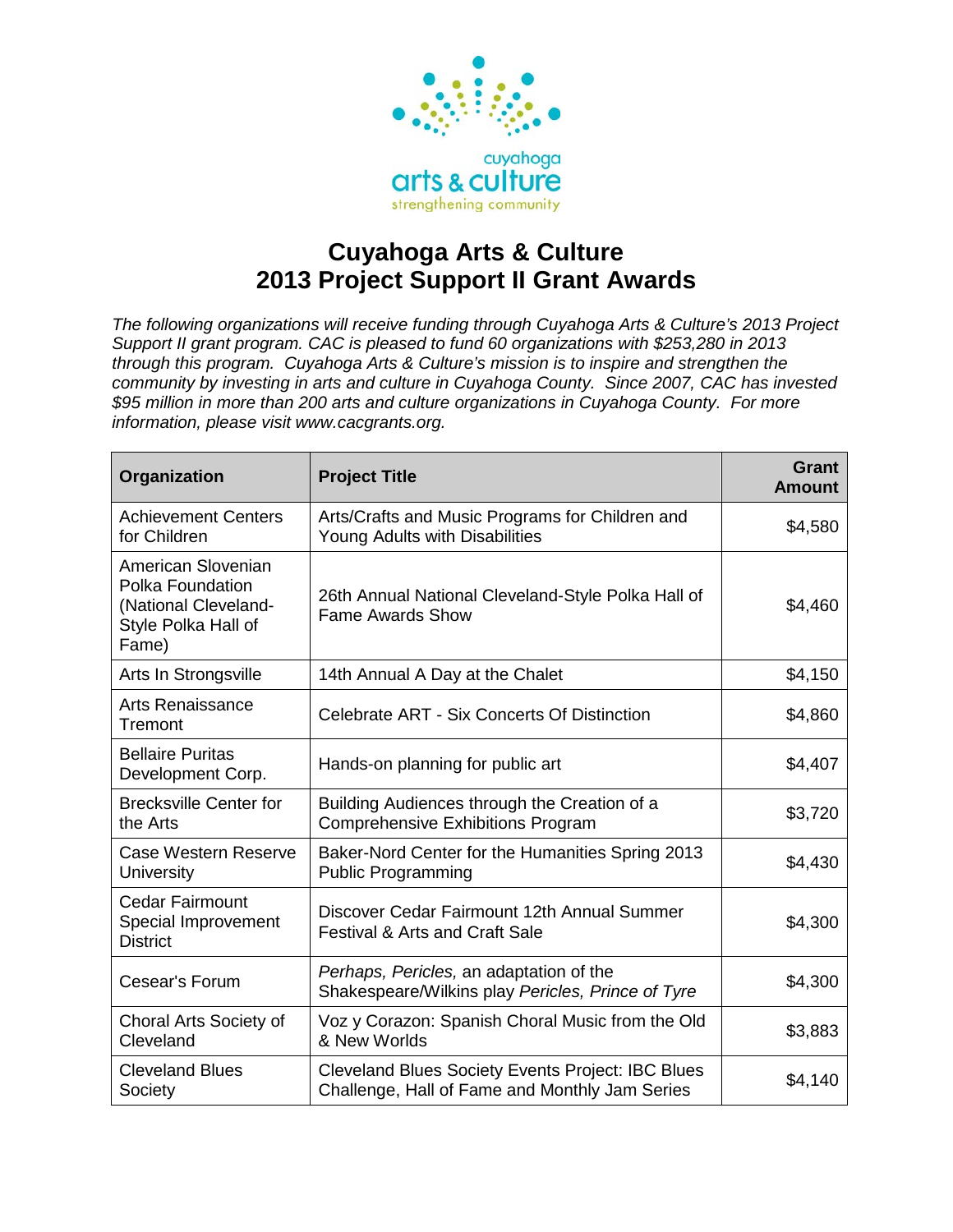# Cuyahoga Arts & Culture
# 2013 Project Support II Grant Awards

*The following organizations will receive funding through Cuyahoga Arts & Culture's 2013 Project Support II grant program. CAC is pleased to fund 60 organizations with $253,280 in 2013 through this program. Cuyahoga Arts & Culture's mission is to inspire and strengthen the community by investing in arts and culture in Cuyahoga County. Since 2007, CAC has invested $95 million in more than 200 arts and culture organizations in Cuyahoga County. For more information, please visit www.cacgrants.org.*

| Organization | Project Title | Grant Amount |
|---|---|---:|
| Achievement Centers for Children | Arts/Crafts and Music Programs for Children and Young Adults with Disabilities | $4,580 |
| American Slovenian Polka Foundation (National Cleveland-Style Polka Hall of Fame) | 26th Annual National Cleveland-Style Polka Hall of Fame Awards Show | $4,460 |
| Arts In Strongsville | 14th Annual A Day at the Chalet | $4,150 |
| Arts Renaissance Tremont | Celebrate ART - Six Concerts Of Distinction | $4,860 |
| Bellaire Puritas Development Corp. | Hands-on planning for public art | $4,407 |
| Brecksville Center for the Arts | Building Audiences through the Creation of a Comprehensive Exhibitions Program | $3,720 |
| Case Western Reserve University | Baker-Nord Center for the Humanities Spring 2013 Public Programming | $4,430 |
| Cedar Fairmount Special Improvement District | Discover Cedar Fairmount 12th Annual Summer Festival & Arts and Craft Sale | $4,300 |
| Cesear's Forum | *Perhaps, Pericles,* an adaptation of the Shakespeare/Wilkins play *Pericles, Prince of Tyre* | $4,300 |
| Choral Arts Society of Cleveland | Voz y Corazon: Spanish Choral Music from the Old & New Worlds | $3,883 |
| Cleveland Blues Society | Cleveland Blues Society Events Project: IBC Blues Challenge, Hall of Fame and Monthly Jam Series | $4,140 |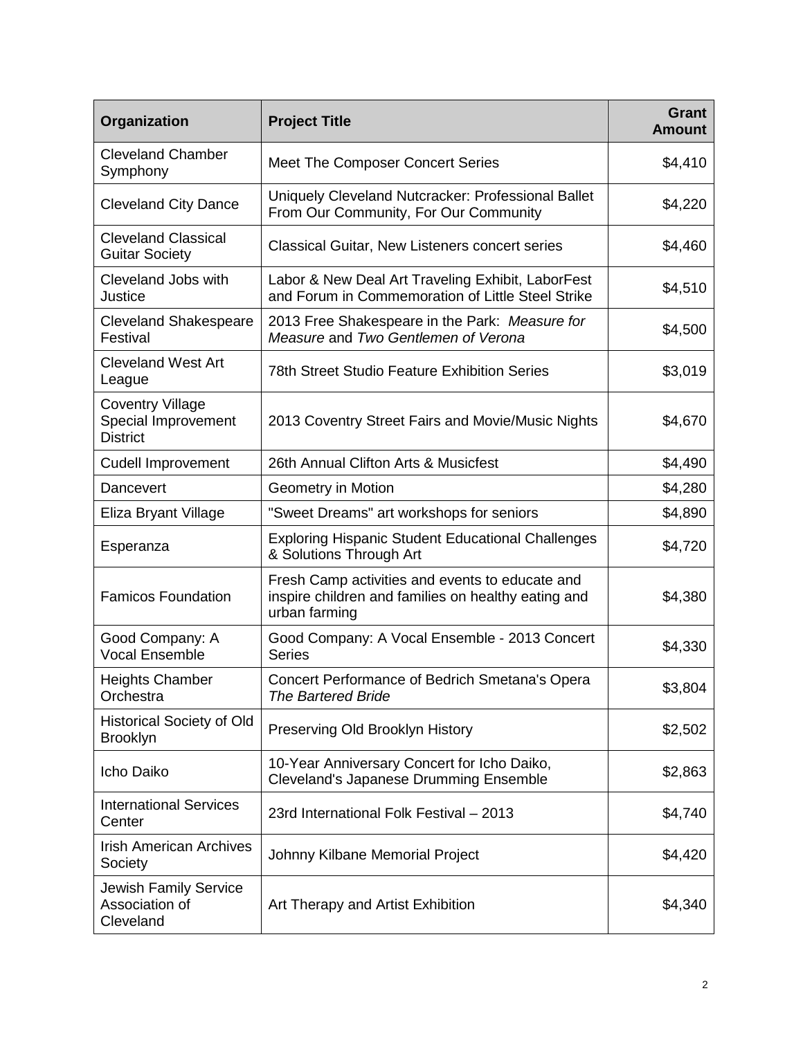| Organization | Project Title | Grant Amount |
|---|---|---:|
| Cleveland Chamber Symphony | Meet The Composer Concert Series | $4,410 |
| Cleveland City Dance | Uniquely Cleveland Nutcracker: Professional Ballet From Our Community, For Our Community | $4,220 |
| Cleveland Classical Guitar Society | Classical Guitar, New Listeners concert series | $4,460 |
| Cleveland Jobs with Justice | Labor & New Deal Art Traveling Exhibit, LaborFest and Forum in Commemoration of Little Steel Strike | $4,510 |
| Cleveland Shakespeare Festival | 2013 Free Shakespeare in the Park: *Measure for Measure* and *Two Gentlemen of Verona* | $4,500 |
| Cleveland West Art League | 78th Street Studio Feature Exhibition Series | $3,019 |
| Coventry Village Special Improvement District | 2013 Coventry Street Fairs and Movie/Music Nights | $4,670 |
| Cudell Improvement | 26th Annual Clifton Arts & Musicfest | $4,490 |
| Dancevert | Geometry in Motion | $4,280 |
| Eliza Bryant Village | "Sweet Dreams" art workshops for seniors | $4,890 |
| Esperanza | Exploring Hispanic Student Educational Challenges & Solutions Through Art | $4,720 |
| Famicos Foundation | Fresh Camp activities and events to educate and inspire children and families on healthy eating and urban farming | $4,380 |
| Good Company: A Vocal Ensemble | Good Company: A Vocal Ensemble - 2013 Concert Series | $4,330 |
| Heights Chamber Orchestra | Concert Performance of Bedrich Smetana's Opera *The Bartered Bride* | $3,804 |
| Historical Society of Old Brooklyn | Preserving Old Brooklyn History | $2,502 |
| Icho Daiko | 10-Year Anniversary Concert for Icho Daiko, Cleveland's Japanese Drumming Ensemble | $2,863 |
| International Services Center | 23rd International Folk Festival – 2013 | $4,740 |
| Irish American Archives Society | Johnny Kilbane Memorial Project | $4,420 |
| Jewish Family Service Association of Cleveland | Art Therapy and Artist Exhibition | $4,340 |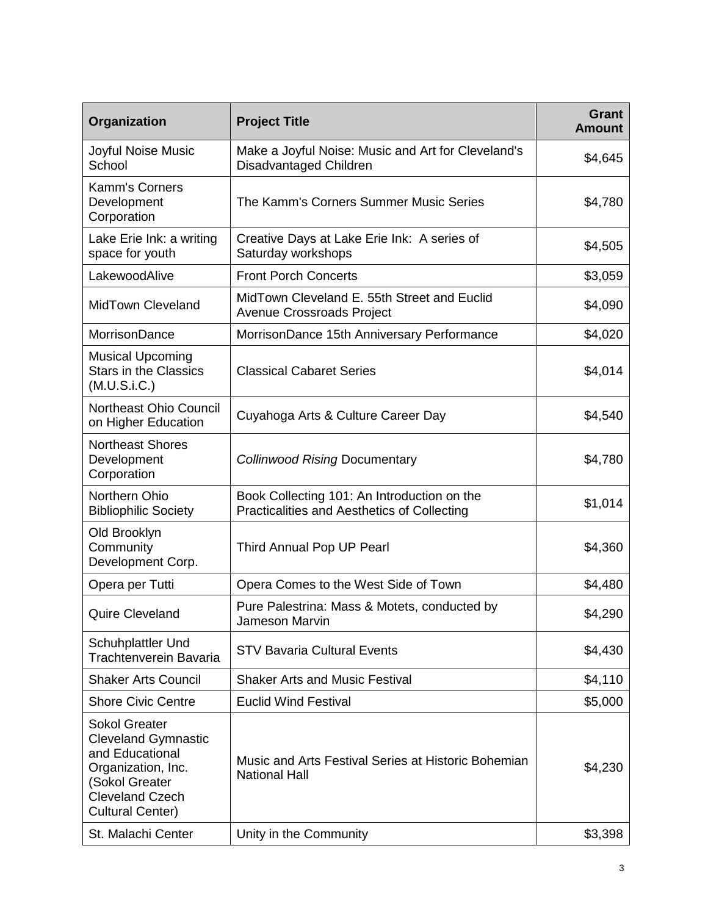| Organization | Project Title | Grant Amount |
|---|---|---:|
| Joyful Noise Music School | Make a Joyful Noise: Music and Art for Cleveland's Disadvantaged Children | $4,645 |
| Kamm's Corners Development Corporation | The Kamm's Corners Summer Music Series | $4,780 |
| Lake Erie Ink: a writing space for youth | Creative Days at Lake Erie Ink: A series of Saturday workshops | $4,505 |
| LakewoodAlive | Front Porch Concerts | $3,059 |
| MidTown Cleveland | MidTown Cleveland E. 55th Street and Euclid Avenue Crossroads Project | $4,090 |
| MorrisonDance | MorrisonDance 15th Anniversary Performance | $4,020 |
| Musical Upcoming Stars in the Classics (M.U.S.i.C.) | Classical Cabaret Series | $4,014 |
| Northeast Ohio Council on Higher Education | Cuyahoga Arts & Culture Career Day | $4,540 |
| Northeast Shores Development Corporation | *Collinwood Rising* Documentary | $4,780 |
| Northern Ohio Bibliophilic Society | Book Collecting 101: An Introduction on the Practicalities and Aesthetics of Collecting | $1,014 |
| Old Brooklyn Community Development Corp. | Third Annual Pop UP Pearl | $4,360 |
| Opera per Tutti | Opera Comes to the West Side of Town | $4,480 |
| Quire Cleveland | Pure Palestrina: Mass & Motets, conducted by Jameson Marvin | $4,290 |
| Schuhplattler Und Trachtenverein Bavaria | STV Bavaria Cultural Events | $4,430 |
| Shaker Arts Council | Shaker Arts and Music Festival | $4,110 |
| Shore Civic Centre | Euclid Wind Festival | $5,000 |
| Sokol Greater Cleveland Gymnastic and Educational Organization, Inc. (Sokol Greater Cleveland Czech Cultural Center) | Music and Arts Festival Series at Historic Bohemian National Hall | $4,230 |
| St. Malachi Center | Unity in the Community | $3,398 |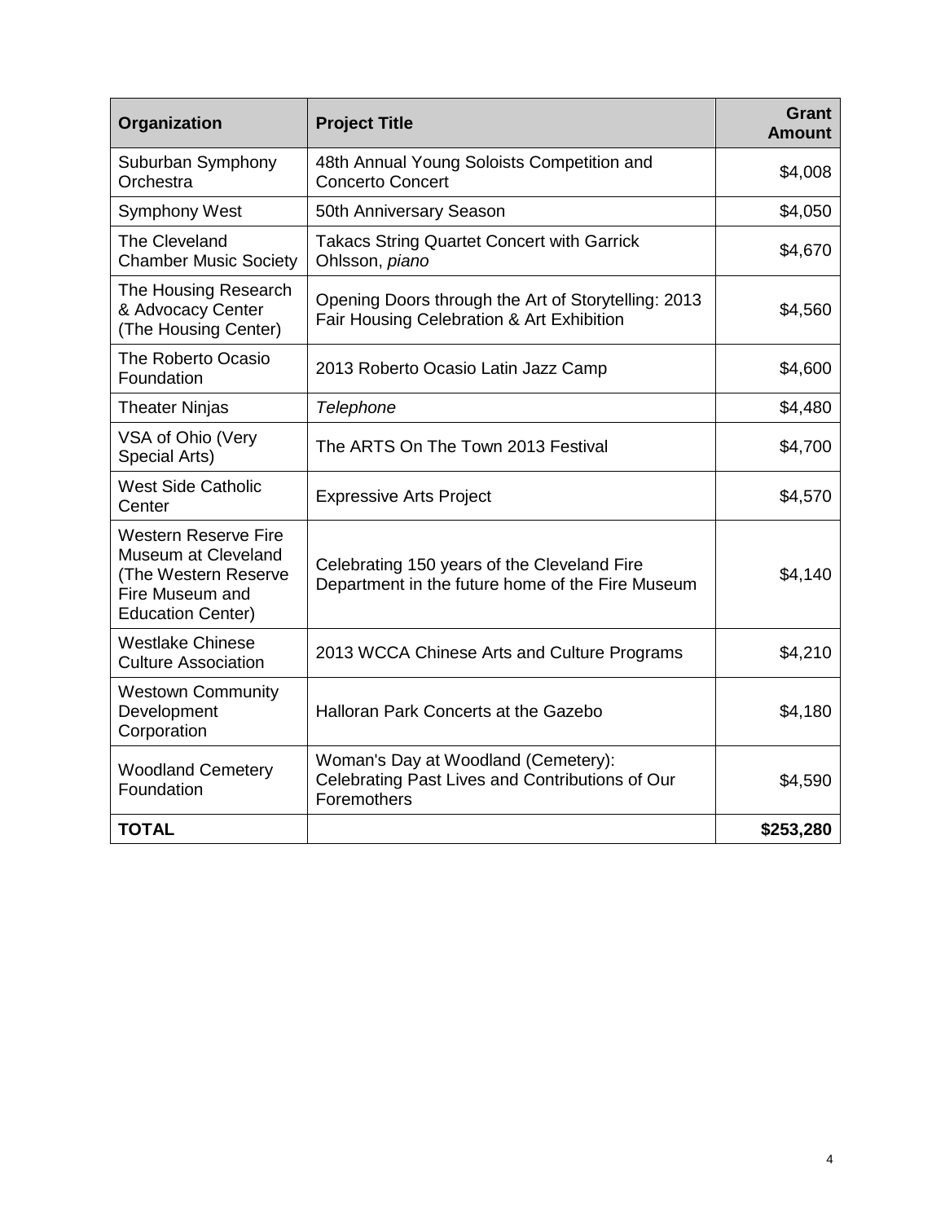| Organization | Project Title | Grant Amount |
| --- | --- | --- |
| Suburban Symphony Orchestra | 48th Annual Young Soloists Competition and Concerto Concert | $4,008 |
| Symphony West | 50th Anniversary Season | $4,050 |
| The Cleveland Chamber Music Society | Takacs String Quartet Concert with Garrick Ohlsson, *piano* | $4,670 |
| The Housing Research & Advocacy Center (The Housing Center) | Opening Doors through the Art of Storytelling: 2013 Fair Housing Celebration & Art Exhibition | $4,560 |
| The Roberto Ocasio Foundation | 2013 Roberto Ocasio Latin Jazz Camp | $4,600 |
| Theater Ninjas | *Telephone* | $4,480 |
| VSA of Ohio (Very Special Arts) | The ARTS On The Town 2013 Festival | $4,700 |
| West Side Catholic Center | Expressive Arts Project | $4,570 |
| Western Reserve Fire Museum at Cleveland (The Western Reserve Fire Museum and Education Center) | Celebrating 150 years of the Cleveland Fire Department in the future home of the Fire Museum | $4,140 |
| Westlake Chinese Culture Association | 2013 WCCA Chinese Arts and Culture Programs | $4,210 |
| Westown Community Development Corporation | Halloran Park Concerts at the Gazebo | $4,180 |
| Woodland Cemetery Foundation | Woman's Day at Woodland (Cemetery): Celebrating Past Lives and Contributions of Our Foremothers | $4,590 |
| **TOTAL** | | **$253,280** |